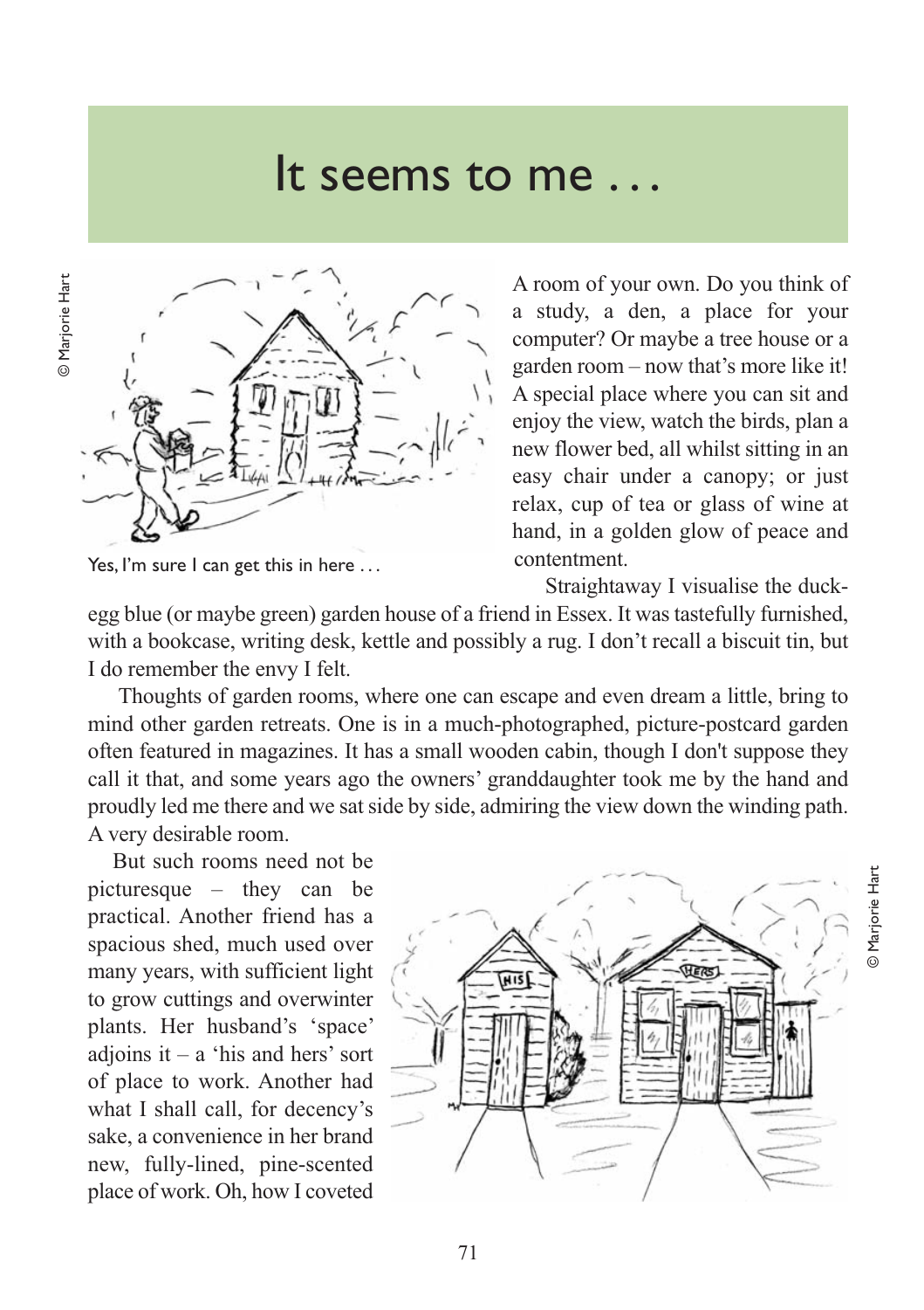# It seems to me . . .

Yes, I'm sure I can get this in here . . .

A room of your own. Do you think of a study, a den, a place for your computer? Or maybe a tree house or a garden room – now that's more like it! A special place where you can sit and enjoy the view, watch the birds, plan a new flower bed, all whilst sitting in an easy chair under a canopy; or just relax, cup of tea or glass of wine at hand, in a golden glow of peace and contentment.

Straightaway I visualise the duck-egg blue (or maybe green) garden house of a friend in Essex. It was tastefully furnished, with a bookcase, writing desk, kettle and possibly a rug. I don't recall a biscuit tin, but I do remember the envy I felt.

Thoughts of garden rooms, where one can escape and even dream a little, bring to mind other garden retreats. One is in a much-photographed, picture-postcard garden often featured in magazines. It has a small wooden cabin, though I don't suppose they call it that, and some years ago the owners' granddaughter took me by the hand and proudly led me there and we sat side by side, admiring the view down the winding path. A very desirable room.

But such rooms need not be picturesque – they can be practical. Another friend has a spacious shed, much used over many years, with sufficient light to grow cuttings and overwinter plants. Her husband's 'space' adjoins it – a 'his and hers' sort of place to work. Another had what I shall call, for decency's sake, a convenience in her brand new, fully-lined, pine-scented place of work. Oh, how I coveted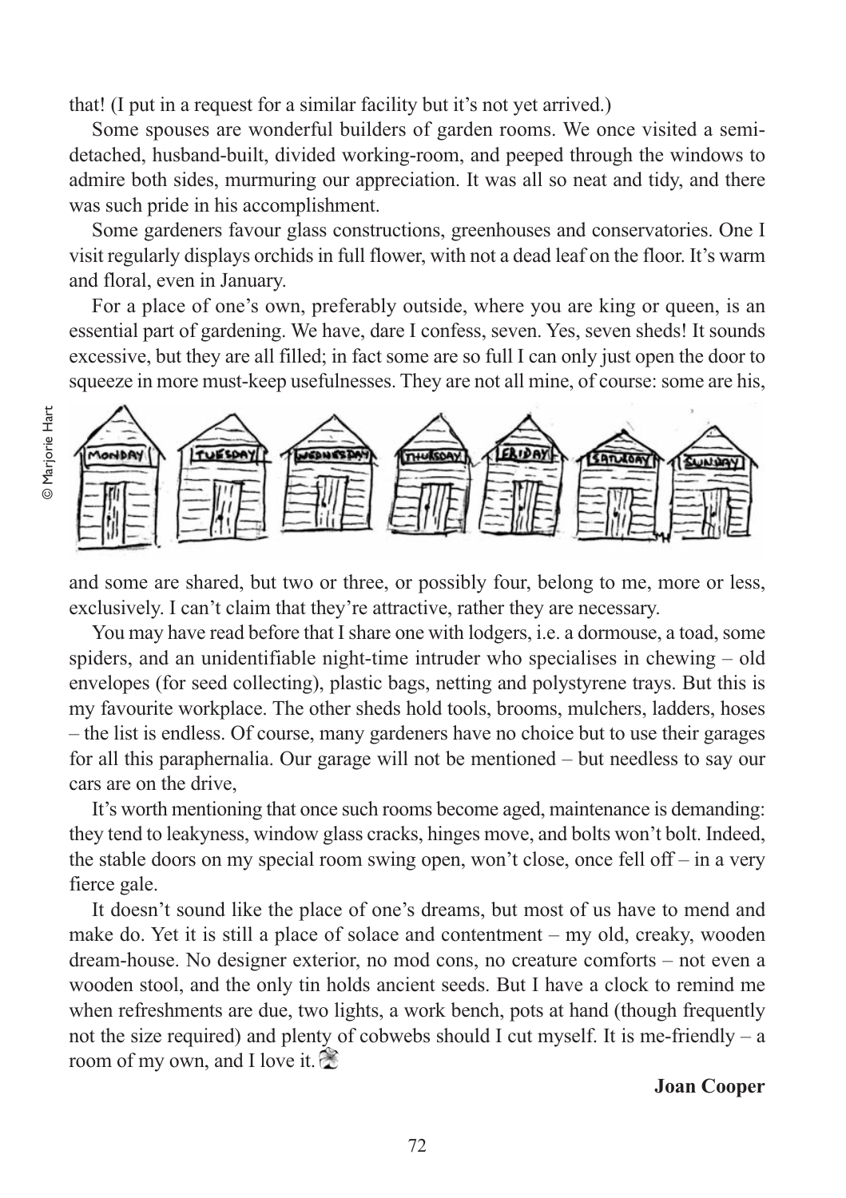that! (I put in a request for a similar facility but it's not yet arrived.)

Some spouses are wonderful builders of garden rooms. We once visited a semi-detached, husband-built, divided working-room, and peeped through the windows to admire both sides, murmuring our appreciation. It was all so neat and tidy, and there was such pride in his accomplishment.

Some gardeners favour glass constructions, greenhouses and conservatories. One I visit regularly displays orchids in full flower, with not a dead leaf on the floor. It's warm and floral, even in January.

For a place of one's own, preferably outside, where you are king or queen, is an essential part of gardening. We have, dare I confess, seven. Yes, seven sheds! It sounds excessive, but they are all filled; in fact some are so full I can only just open the door to squeeze in more must-keep usefulnesses. They are not all mine, of course: some are his, and some are shared, but two or three, or possibly four, belong to me, more or less, exclusively. I can't claim that they're attractive, rather they are necessary.

You may have read before that I share one with lodgers, i.e. a dormouse, a toad, some spiders, and an unidentifiable night-time intruder who specialises in chewing – old envelopes (for seed collecting), plastic bags, netting and polystyrene trays. But this is my favourite workplace. The other sheds hold tools, brooms, mulchers, ladders, hoses – the list is endless. Of course, many gardeners have no choice but to use their garages for all this paraphernalia. Our garage will not be mentioned – but needless to say our cars are on the drive,

It's worth mentioning that once such rooms become aged, maintenance is demanding: they tend to leakyness, window glass cracks, hinges move, and bolts won't bolt. Indeed, the stable doors on my special room swing open, won't close, once fell off – in a very fierce gale.

It doesn't sound like the place of one's dreams, but most of us have to mend and make do. Yet it is still a place of solace and contentment – my old, creaky, wooden dream-house. No designer exterior, no mod cons, no creature comforts – not even a wooden stool, and the only tin holds ancient seeds. But I have a clock to remind me when refreshments are due, two lights, a work bench, pots at hand (though frequently not the size required) and plenty of cobwebs should I cut myself. It is me-friendly – a room of my own, and I love it.

**Joan Cooper**